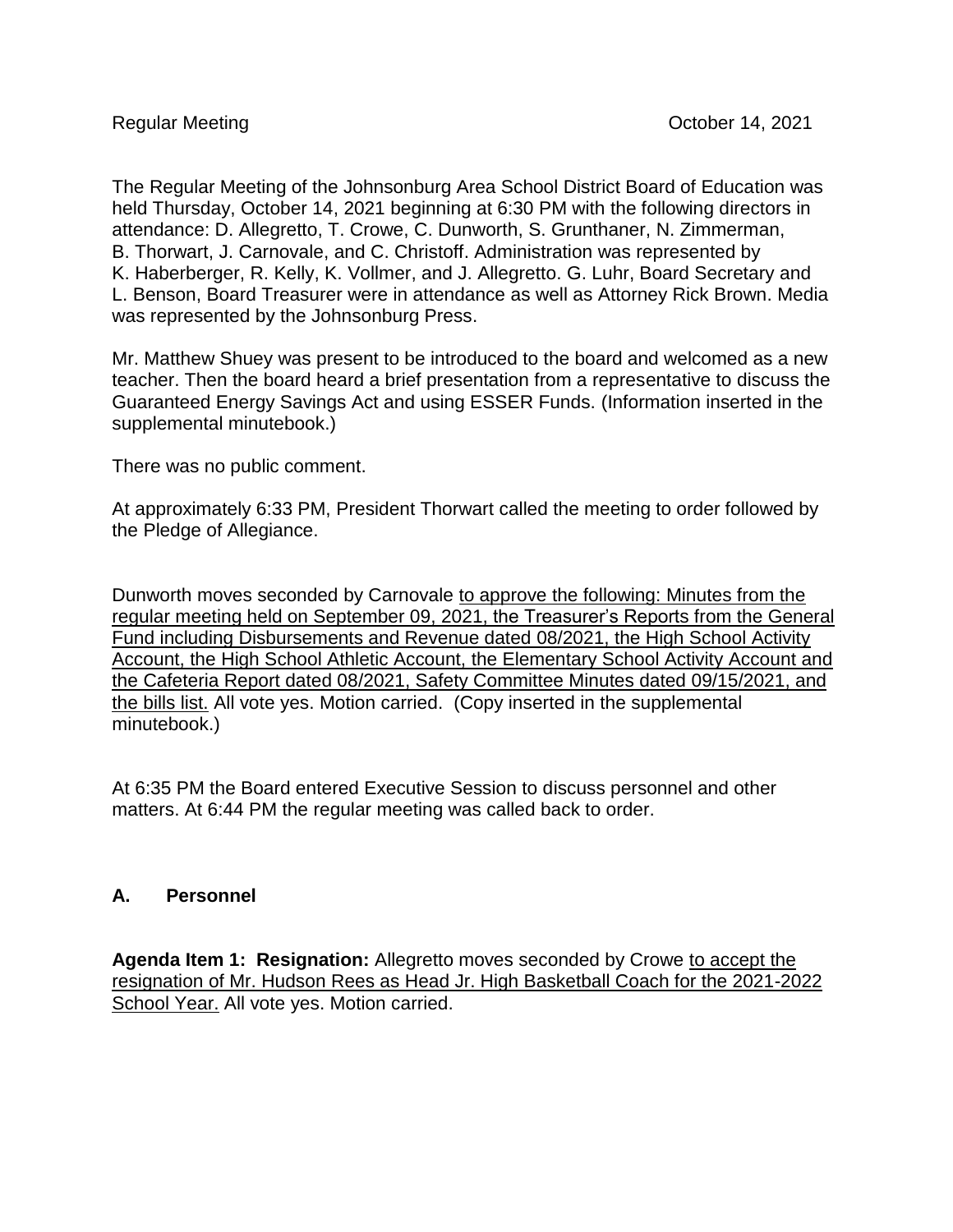Regular Meeting October 14, 2021

The Regular Meeting of the Johnsonburg Area School District Board of Education was held Thursday, October 14, 2021 beginning at 6:30 PM with the following directors in attendance: D. Allegretto, T. Crowe, C. Dunworth, S. Grunthaner, N. Zimmerman, B. Thorwart, J. Carnovale, and C. Christoff. Administration was represented by K. Haberberger, R. Kelly, K. Vollmer, and J. Allegretto. G. Luhr, Board Secretary and L. Benson, Board Treasurer were in attendance as well as Attorney Rick Brown. Media was represented by the Johnsonburg Press.

Mr. Matthew Shuey was present to be introduced to the board and welcomed as a new teacher. Then the board heard a brief presentation from a representative to discuss the Guaranteed Energy Savings Act and using ESSER Funds. (Information inserted in the supplemental minutebook.)

There was no public comment.

At approximately 6:33 PM, President Thorwart called the meeting to order followed by the Pledge of Allegiance.

Dunworth moves seconded by Carnovale <u>to approve the following: Minutes from the regular meeting held on September 09, 2021, the Treasurer's Reports from the General Fund including Disbursements and Revenue dated 08/2021, the High School Activity Account, the High School Athletic Account, the Elementary School Activity Account and the Cafeteria Report dated 08/2021, Safety Committee Minutes dated 09/15/2021, and the bills list.</u> All vote yes. Motion carried. (Copy inserted in the supplemental minutebook.)

At 6:35 PM the Board entered Executive Session to discuss personnel and other matters. At 6:44 PM the regular meeting was called back to order.

## A. Personnel

**Agenda Item 1: Resignation:** Allegretto moves seconded by Crowe <u>to accept the resignation of Mr. Hudson Rees as Head Jr. High Basketball Coach for the 2021-2022 School Year.</u> All vote yes. Motion carried.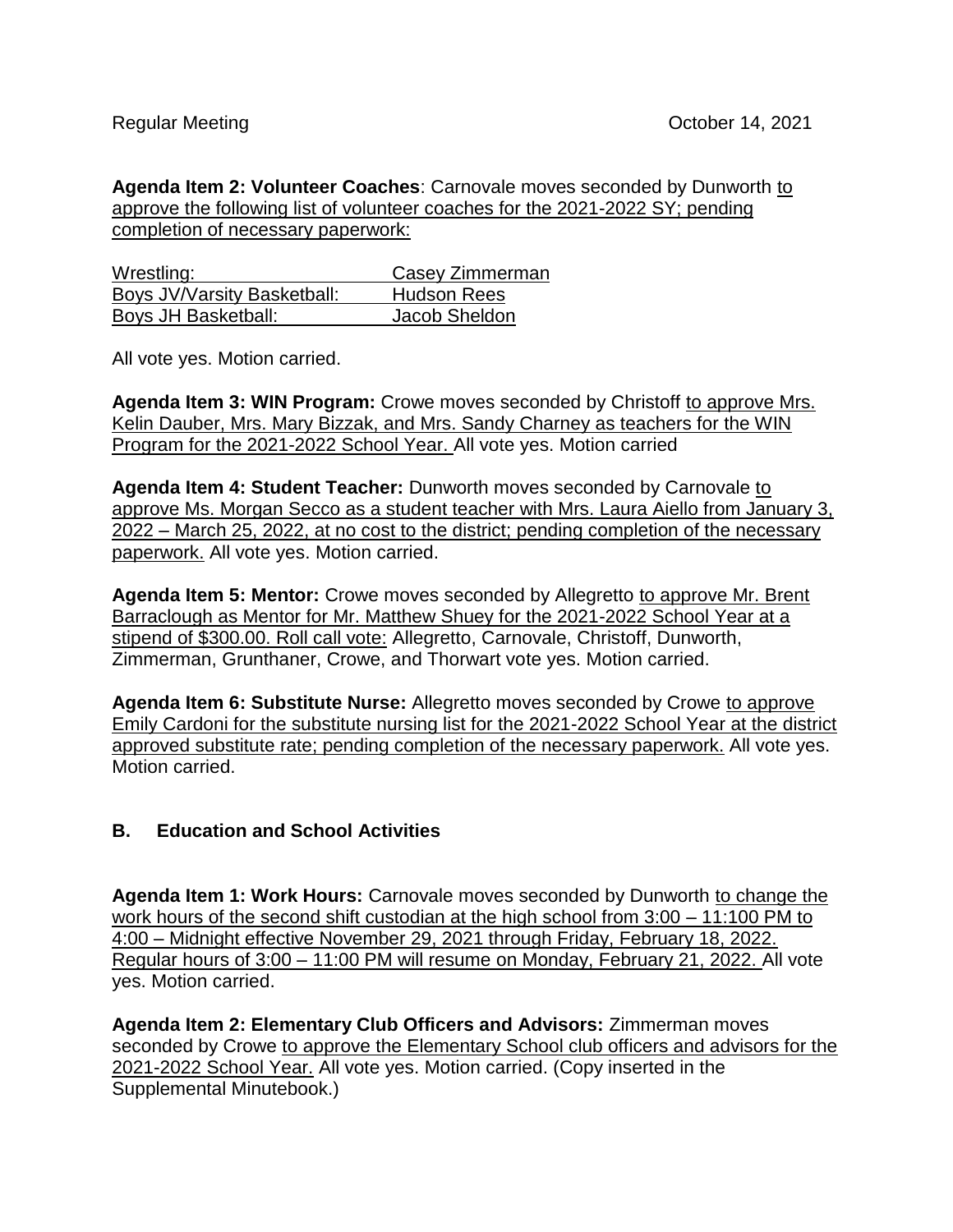Regular Meeting October 14, 2021

**Agenda Item 2: Volunteer Coaches**: Carnovale moves seconded by Dunworth to approve the following list of volunteer coaches for the 2021-2022 SY; pending completion of necessary paperwork:

| | |
|---|---|
| Wrestling: | Casey Zimmerman |
| Boys JV/Varsity Basketball: | Hudson Rees |
| Boys JH Basketball: | Jacob Sheldon |

All vote yes. Motion carried.

**Agenda Item 3: WIN Program:** Crowe moves seconded by Christoff to approve Mrs. Kelin Dauber, Mrs. Mary Bizzak, and Mrs. Sandy Charney as teachers for the WIN Program for the 2021-2022 School Year. All vote yes. Motion carried

**Agenda Item 4: Student Teacher:** Dunworth moves seconded by Carnovale to approve Ms. Morgan Secco as a student teacher with Mrs. Laura Aiello from January 3, 2022 – March 25, 2022, at no cost to the district; pending completion of the necessary paperwork. All vote yes. Motion carried.

**Agenda Item 5: Mentor:** Crowe moves seconded by Allegretto to approve Mr. Brent Barraclough as Mentor for Mr. Matthew Shuey for the 2021-2022 School Year at a stipend of $300.00. Roll call vote: Allegretto, Carnovale, Christoff, Dunworth, Zimmerman, Grunthaner, Crowe, and Thorwart vote yes. Motion carried.

**Agenda Item 6: Substitute Nurse:** Allegretto moves seconded by Crowe to approve Emily Cardoni for the substitute nursing list for the 2021-2022 School Year at the district approved substitute rate; pending completion of the necessary paperwork. All vote yes. Motion carried.

## B. Education and School Activities

**Agenda Item 1: Work Hours:** Carnovale moves seconded by Dunworth to change the work hours of the second shift custodian at the high school from 3:00 – 11:100 PM to 4:00 – Midnight effective November 29, 2021 through Friday, February 18, 2022. Regular hours of 3:00 – 11:00 PM will resume on Monday, February 21, 2022. All vote yes. Motion carried.

**Agenda Item 2: Elementary Club Officers and Advisors:** Zimmerman moves seconded by Crowe to approve the Elementary School club officers and advisors for the 2021-2022 School Year. All vote yes. Motion carried. (Copy inserted in the Supplemental Minutebook.)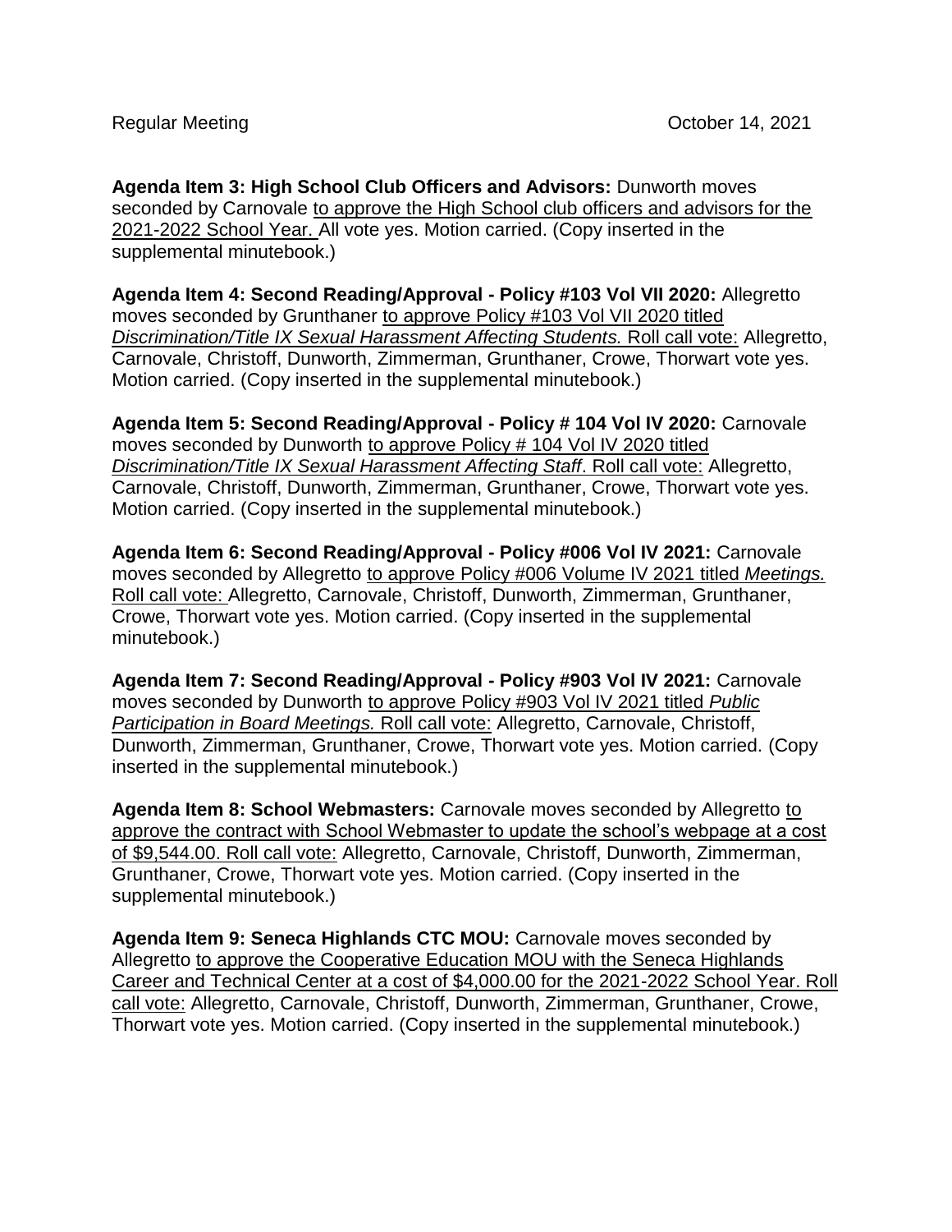Regular Meeting October 14, 2021

**Agenda Item 3: High School Club Officers and Advisors:** Dunworth moves seconded by Carnovale to approve the High School club officers and advisors for the 2021-2022 School Year. All vote yes. Motion carried. (Copy inserted in the supplemental minutebook.)

**Agenda Item 4: Second Reading/Approval - Policy #103 Vol VII 2020:** Allegretto moves seconded by Grunthaner to approve Policy #103 Vol VII 2020 titled *Discrimination/Title IX Sexual Harassment Affecting Students.* Roll call vote: Allegretto, Carnovale, Christoff, Dunworth, Zimmerman, Grunthaner, Crowe, Thorwart vote yes. Motion carried. (Copy inserted in the supplemental minutebook.)

**Agenda Item 5: Second Reading/Approval - Policy # 104 Vol IV 2020:** Carnovale moves seconded by Dunworth to approve Policy # 104 Vol IV 2020 titled *Discrimination/Title IX Sexual Harassment Affecting Staff*. Roll call vote: Allegretto, Carnovale, Christoff, Dunworth, Zimmerman, Grunthaner, Crowe, Thorwart vote yes. Motion carried. (Copy inserted in the supplemental minutebook.)

**Agenda Item 6: Second Reading/Approval - Policy #006 Vol IV 2021:** Carnovale moves seconded by Allegretto to approve Policy #006 Volume IV 2021 titled *Meetings.* Roll call vote: Allegretto, Carnovale, Christoff, Dunworth, Zimmerman, Grunthaner, Crowe, Thorwart vote yes. Motion carried. (Copy inserted in the supplemental minutebook.)

**Agenda Item 7: Second Reading/Approval - Policy #903 Vol IV 2021:** Carnovale moves seconded by Dunworth to approve Policy #903 Vol IV 2021 titled *Public Participation in Board Meetings.* Roll call vote: Allegretto, Carnovale, Christoff, Dunworth, Zimmerman, Grunthaner, Crowe, Thorwart vote yes. Motion carried. (Copy inserted in the supplemental minutebook.)

**Agenda Item 8: School Webmasters:** Carnovale moves seconded by Allegretto to approve the contract with School Webmaster to update the school's webpage at a cost of $9,544.00. Roll call vote: Allegretto, Carnovale, Christoff, Dunworth, Zimmerman, Grunthaner, Crowe, Thorwart vote yes. Motion carried. (Copy inserted in the supplemental minutebook.)

**Agenda Item 9: Seneca Highlands CTC MOU:** Carnovale moves seconded by Allegretto to approve the Cooperative Education MOU with the Seneca Highlands Career and Technical Center at a cost of $4,000.00 for the 2021-2022 School Year. Roll call vote: Allegretto, Carnovale, Christoff, Dunworth, Zimmerman, Grunthaner, Crowe, Thorwart vote yes. Motion carried. (Copy inserted in the supplemental minutebook.)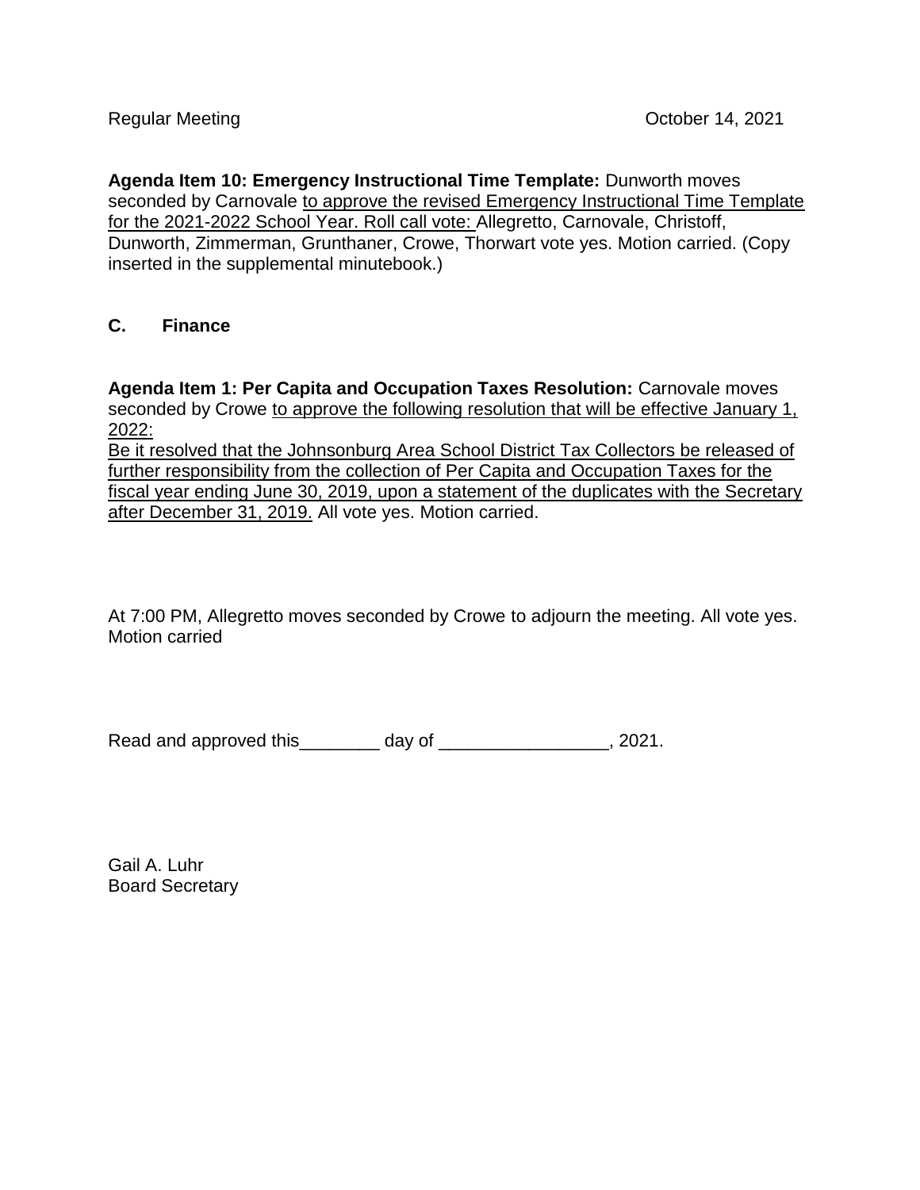**Agenda Item 10: Emergency Instructional Time Template:** Dunworth moves seconded by Carnovale <u>to approve the revised Emergency Instructional Time Template for the 2021-2022 School Year. Roll call vote:</u> Allegretto, Carnovale, Christoff, Dunworth, Zimmerman, Grunthaner, Crowe, Thorwart vote yes. Motion carried. (Copy inserted in the supplemental minutebook.)

## C. Finance

**Agenda Item 1: Per Capita and Occupation Taxes Resolution:** Carnovale moves seconded by Crowe <u>to approve the following resolution that will be effective January 1, 2022:</u>
<u>Be it resolved that the Johnsonburg Area School District Tax Collectors be released of further responsibility from the collection of Per Capita and Occupation Taxes for the fiscal year ending June 30, 2019, upon a statement of the duplicates with the Secretary after December 31, 2019.</u> All vote yes. Motion carried.

At 7:00 PM, Allegretto moves seconded by Crowe to adjourn the meeting. All vote yes. Motion carried

Read and approved this________ day of _________________, 2021.

Gail A. Luhr
Board Secretary